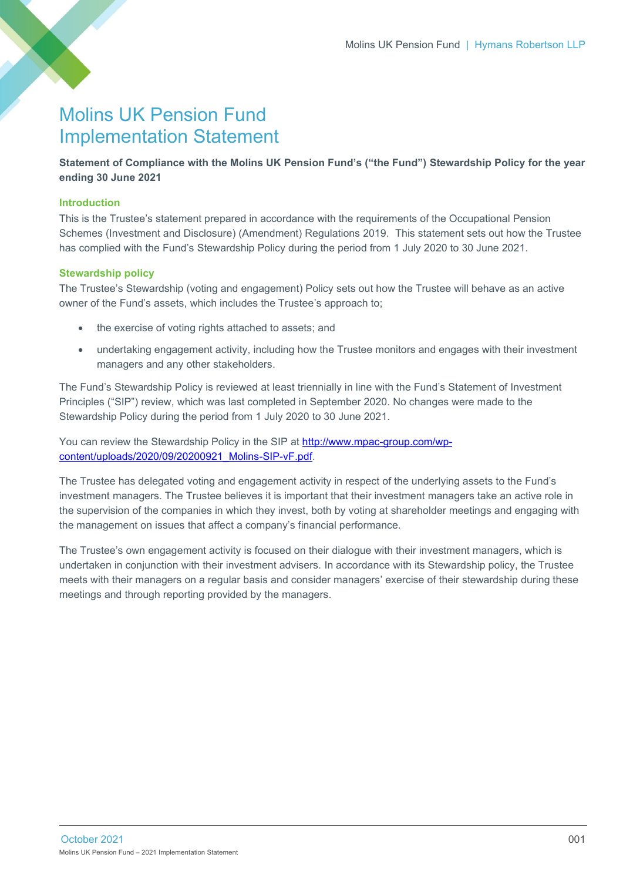# Molins UK Pension Fund Implementation Statement

**Statement of Compliance with the Molins UK Pension Fund's ("the Fund") Stewardship Policy for the year ending 30 June 2021**

## Introduction

This is the Trustee's statement prepared in accordance with the requirements of the Occupational Pension Schemes (Investment and Disclosure) (Amendment) Regulations 2019. This statement sets out how the Trustee has complied with the Fund's Stewardship Policy during the period from 1 July 2020 to 30 June 2021.

## Stewardship policy

The Trustee's Stewardship (voting and engagement) Policy sets out how the Trustee will behave as an active owner of the Fund's assets, which includes the Trustee's approach to;

- the exercise of voting rights attached to assets; and
- undertaking engagement activity, including how the Trustee monitors and engages with their investment managers and any other stakeholders.

The Fund's Stewardship Policy is reviewed at least triennially in line with the Fund's Statement of Investment Principles ("SIP") review, which was last completed in September 2020. No changes were made to the Stewardship Policy during the period from 1 July 2020 to 30 June 2021.

You can review the Stewardship Policy in the SIP at [http://www.mpac-group.com/wp-content/uploads/2020/09/20200921_Molins-SIP-vF.pdf](http://www.mpac-group.com/wp-content/uploads/2020/09/20200921_Molins-SIP-vF.pdf).

The Trustee has delegated voting and engagement activity in respect of the underlying assets to the Fund's investment managers. The Trustee believes it is important that their investment managers take an active role in the supervision of the companies in which they invest, both by voting at shareholder meetings and engaging with the management on issues that affect a company's financial performance.

The Trustee's own engagement activity is focused on their dialogue with their investment managers, which is undertaken in conjunction with their investment advisers. In accordance with its Stewardship policy, the Trustee meets with their managers on a regular basis and consider managers' exercise of their stewardship during these meetings and through reporting provided by the managers.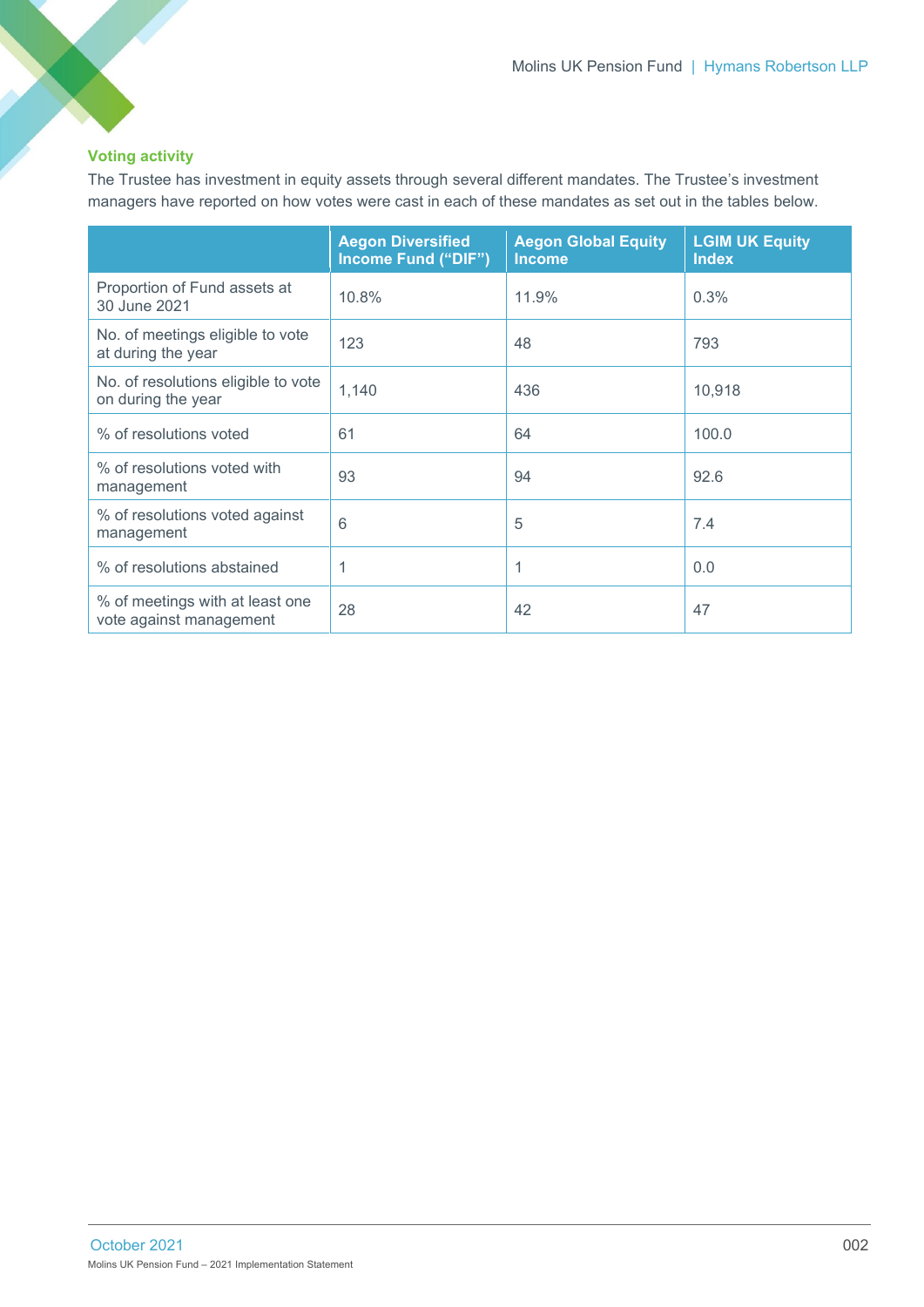### Voting activity

The Trustee has investment in equity assets through several different mandates. The Trustee's investment managers have reported on how votes were cast in each of these mandates as set out in the tables below.

| | Aegon Diversified Income Fund ("DIF") | Aegon Global Equity Income | LGIM UK Equity Index |
|---|---|---|---|
| Proportion of Fund assets at 30 June 2021 | 10.8% | 11.9% | 0.3% |
| No. of meetings eligible to vote at during the year | 123 | 48 | 793 |
| No. of resolutions eligible to vote on during the year | 1,140 | 436 | 10,918 |
| % of resolutions voted | 61 | 64 | 100.0 |
| % of resolutions voted with management | 93 | 94 | 92.6 |
| % of resolutions voted against management | 6 | 5 | 7.4 |
| % of resolutions abstained | 1 | 1 | 0.0 |
| % of meetings with at least one vote against management | 28 | 42 | 47 |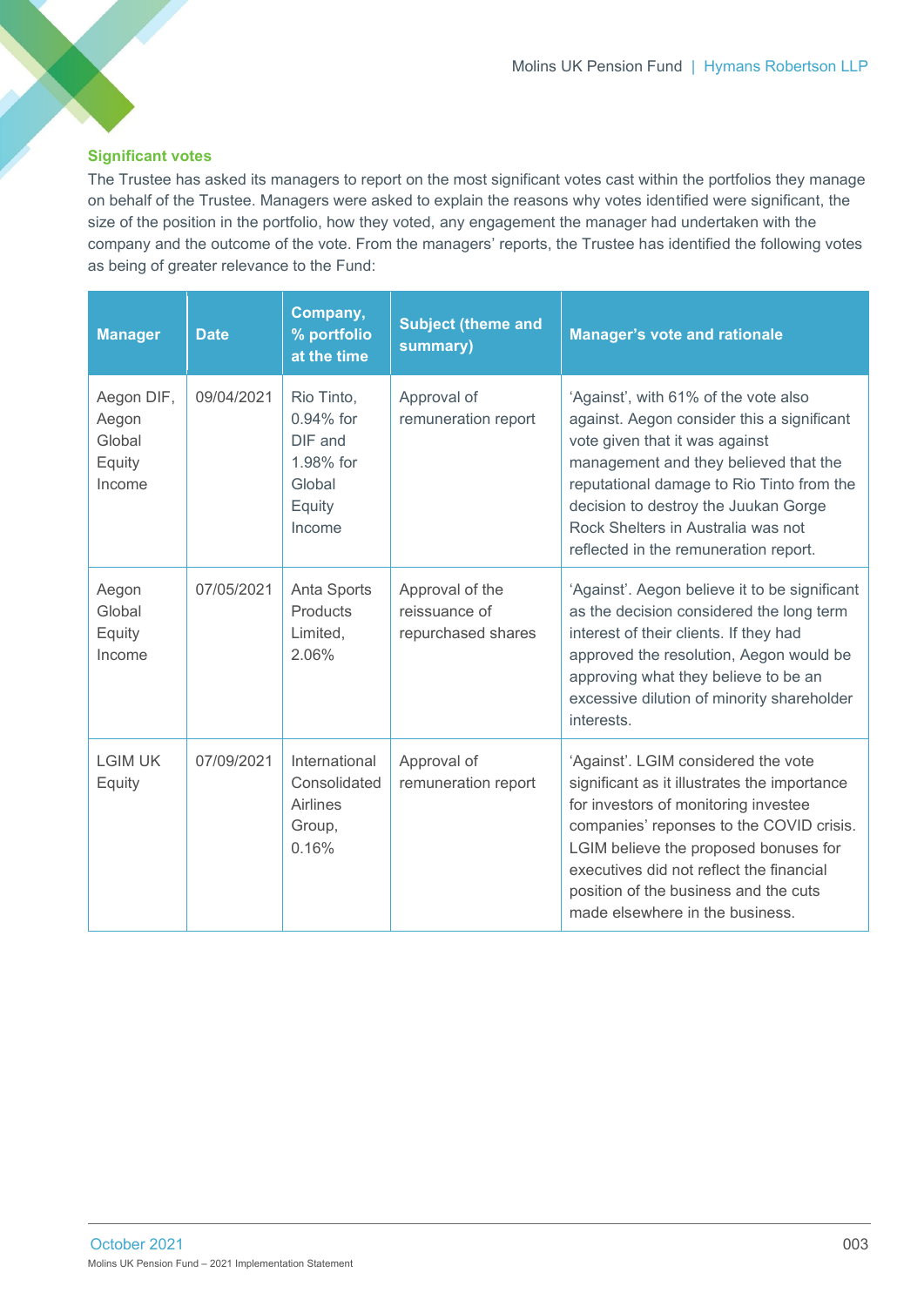## Significant votes

The Trustee has asked its managers to report on the most significant votes cast within the portfolios they manage on behalf of the Trustee. Managers were asked to explain the reasons why votes identified were significant, the size of the position in the portfolio, how they voted, any engagement the manager had undertaken with the company and the outcome of the vote. From the managers' reports, the Trustee has identified the following votes as being of greater relevance to the Fund:

| Manager | Date | Company, % portfolio at the time | Subject (theme and summary) | Manager's vote and rationale |
|---|---|---|---|---|
| Aegon DIF, Aegon Global Equity Income | 09/04/2021 | Rio Tinto, 0.94% for DIF and 1.98% for Global Equity Income | Approval of remuneration report | 'Against', with 61% of the vote also against. Aegon consider this a significant vote given that it was against management and they believed that the reputational damage to Rio Tinto from the decision to destroy the Juukan Gorge Rock Shelters in Australia was not reflected in the remuneration report. |
| Aegon Global Equity Income | 07/05/2021 | Anta Sports Products Limited, 2.06% | Approval of the reissuance of repurchased shares | 'Against'. Aegon believe it to be significant as the decision considered the long term interest of their clients. If they had approved the resolution, Aegon would be approving what they believe to be an excessive dilution of minority shareholder interests. |
| LGIM UK Equity | 07/09/2021 | International Consolidated Airlines Group, 0.16% | Approval of remuneration report | 'Against'. LGIM considered the vote significant as it illustrates the importance for investors of monitoring investee companies' reponses to the COVID crisis. LGIM believe the proposed bonuses for executives did not reflect the financial position of the business and the cuts made elsewhere in the business. |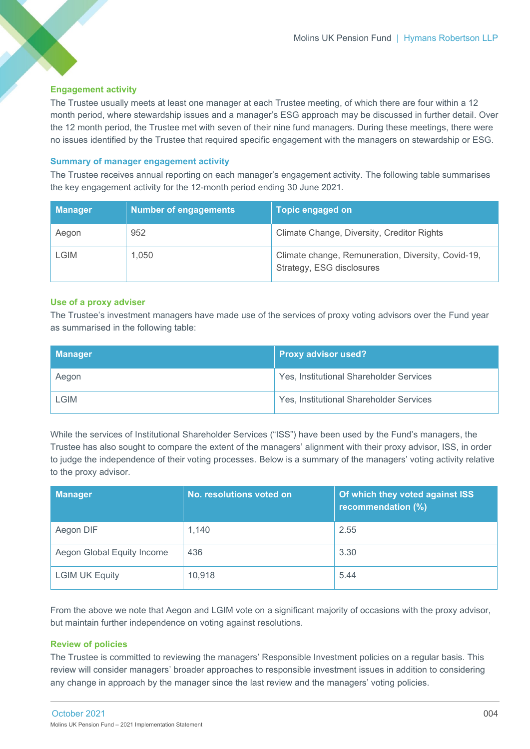### Engagement activity

The Trustee usually meets at least one manager at each Trustee meeting, of which there are four within a 12 month period, where stewardship issues and a manager's ESG approach may be discussed in further detail. Over the 12 month period, the Trustee met with seven of their nine fund managers. During these meetings, there were no issues identified by the Trustee that required specific engagement with the managers on stewardship or ESG.

### Summary of manager engagement activity

The Trustee receives annual reporting on each manager's engagement activity. The following table summarises the key engagement activity for the 12-month period ending 30 June 2021.

| Manager | Number of engagements | Topic engaged on |
|---|---|---|
| Aegon | 952 | Climate Change, Diversity, Creditor Rights |
| LGIM | 1,050 | Climate change, Remuneration, Diversity, Covid-19, Strategy, ESG disclosures |

### Use of a proxy adviser

The Trustee's investment managers have made use of the services of proxy voting advisors over the Fund year as summarised in the following table:

| Manager | Proxy advisor used? |
|---|---|
| Aegon | Yes, Institutional Shareholder Services |
| LGIM | Yes, Institutional Shareholder Services |

While the services of Institutional Shareholder Services ("ISS") have been used by the Fund's managers, the Trustee has also sought to compare the extent of the managers' alignment with their proxy advisor, ISS, in order to judge the independence of their voting processes. Below is a summary of the managers' voting activity relative to the proxy advisor.

| Manager | No. resolutions voted on | Of which they voted against ISS recommendation (%) |
|---|---|---|
| Aegon DIF | 1,140 | 2.55 |
| Aegon Global Equity Income | 436 | 3.30 |
| LGIM UK Equity | 10,918 | 5.44 |

From the above we note that Aegon and LGIM vote on a significant majority of occasions with the proxy advisor, but maintain further independence on voting against resolutions.

### Review of policies

The Trustee is committed to reviewing the managers' Responsible Investment policies on a regular basis. This review will consider managers' broader approaches to responsible investment issues in addition to considering any change in approach by the manager since the last review and the managers' voting policies.